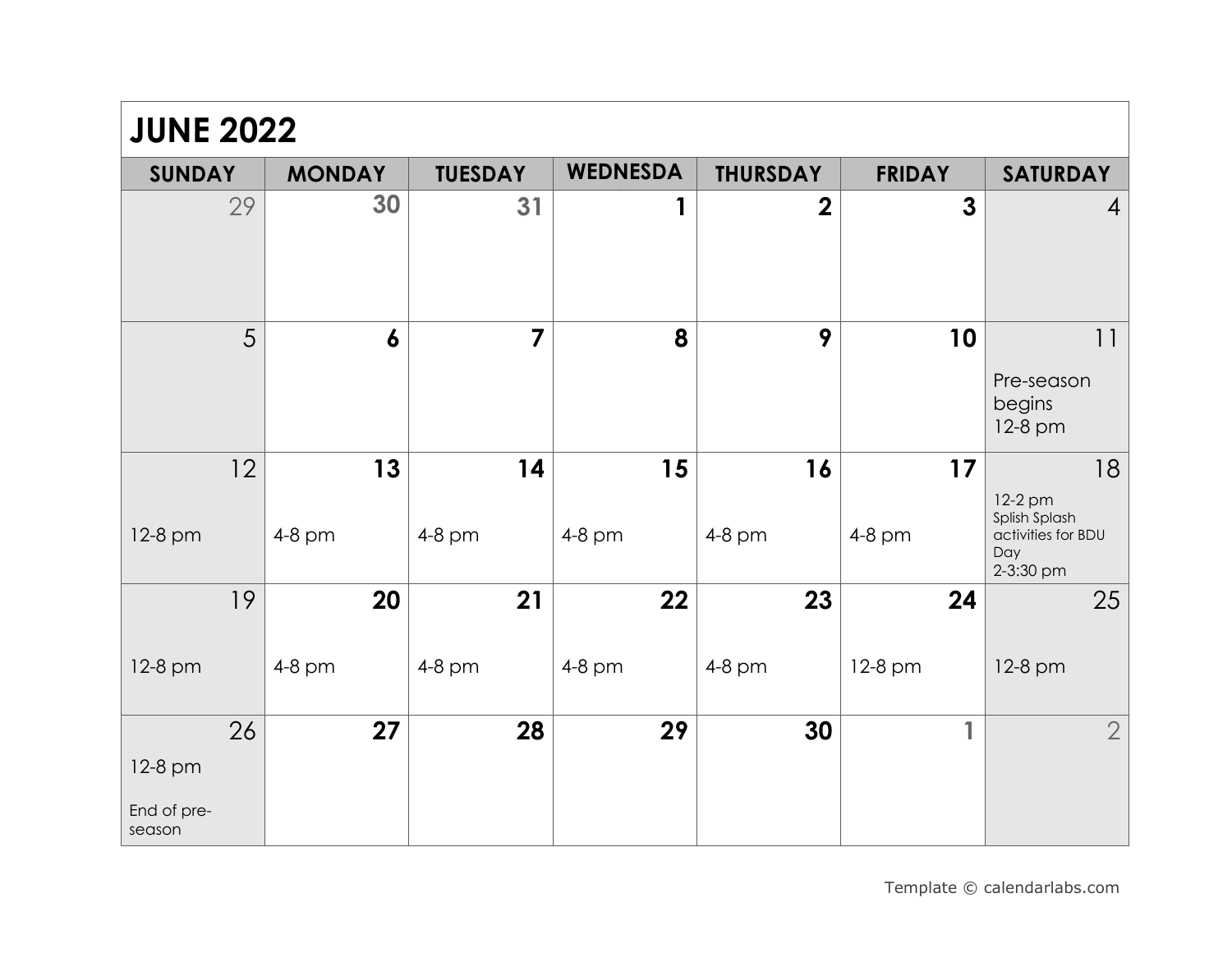# JUNE 2022

| SUNDAY | MONDAY | TUESDAY | WEDNESDA | THURSDAY | FRIDAY | SATURDAY |
|---|---|---|---|---|---|---|
| 29 | 30 | 31 | 1 | 2 | 3 | 4 |
| 5 | 6 | 7 | 8 | 9 | 10 | 11<br>Pre-season begins<br>12-8 pm |
| 12<br>12-8 pm | 13<br>4-8 pm | 14<br>4-8 pm | 15<br>4-8 pm | 16<br>4-8 pm | 17<br>4-8 pm | 18<br>12-2 pm<br>Splish Splash activities for BDU Day<br>2-3:30 pm |
| 19<br>12-8 pm | 20<br>4-8 pm | 21<br>4-8 pm | 22<br>4-8 pm | 23<br>4-8 pm | 24<br>12-8 pm | 25<br>12-8 pm |
| 26<br>12-8 pm<br>End of pre-season | 27 | 28 | 29 | 30 | 1 | 2 |

Template © calendarlabs.com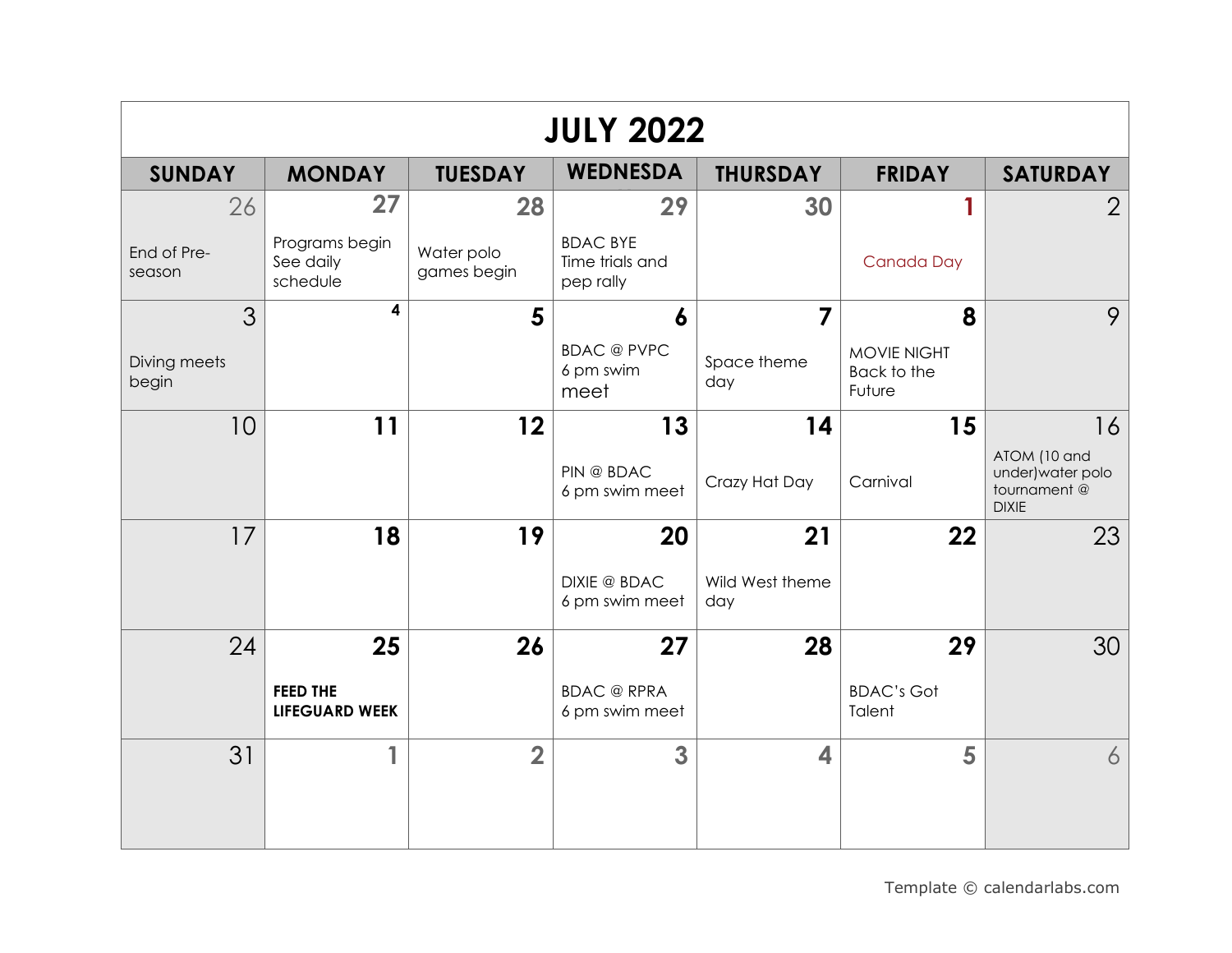# JULY 2022

| SUNDAY | MONDAY | TUESDAY | WEDNESDA | THURSDAY | FRIDAY | SATURDAY |
|---|---|---|---|---|---|---|
| 26<br>End of Pre-season | 27<br>Programs begin See daily schedule | 28<br>Water polo games begin | 29<br>BDAC BYE Time trials and pep rally | 30 | 1<br>Canada Day | 2 |
| 3<br>Diving meets begin | 4 | 5 | 6<br>BDAC @ PVPC 6 pm swim meet | 7<br>Space theme day | 8<br>MOVIE NIGHT Back to the Future | 9 |
| 10 | 11 | 12 | 13<br>PIN @ BDAC 6 pm swim meet | 14<br>Crazy Hat Day | 15<br>Carnival | 16<br>ATOM (10 and under)water polo tournament @ DIXIE |
| 17 | 18 | 19 | 20<br>DIXIE @ BDAC 6 pm swim meet | 21<br>Wild West theme day | 22 | 23 |
| 24 | 25<br>**FEED THE LIFEGUARD WEEK** | 26 | 27<br>BDAC @ RPRA 6 pm swim meet | 28 | 29<br>BDAC's Got Talent | 30 |
| 31 | 1 | 2 | 3 | 4 | 5 | 6 |

Template © calendarlabs.com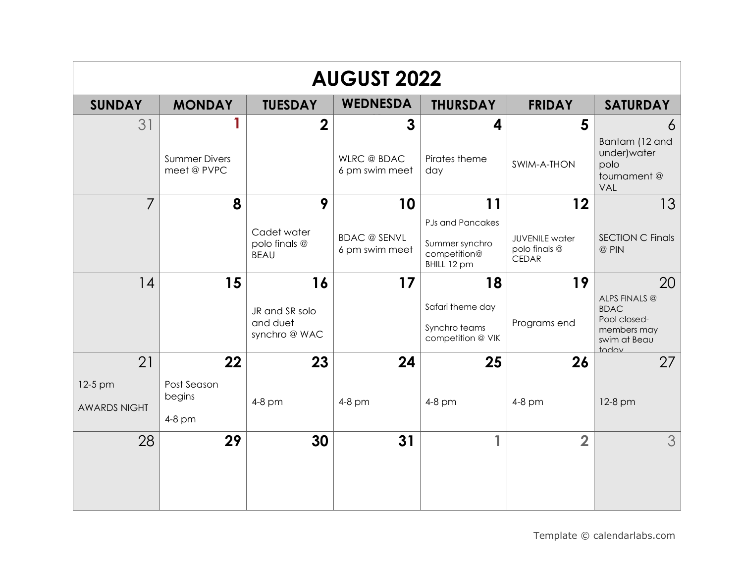# AUGUST 2022

| SUNDAY | MONDAY | TUESDAY | WEDNESDA | THURSDAY | FRIDAY | SATURDAY |
|---|---|---|---|---|---|---|
| 31 | 1<br>Summer Divers meet @ PVPC | 2 | 3<br>WLRC @ BDAC 6 pm swim meet | 4<br>Pirates theme day | 5<br>SWIM-A-THON | 6<br>Bantam (12 and under)water polo tournament @ VAL |
| 7 | 8 | 9<br>Cadet water polo finals @ BEAU | 10<br>BDAC @ SENVL 6 pm swim meet | 11<br>PJs and Pancakes<br>Summer synchro competition@ BHILL 12 pm | 12<br>JUVENILE water polo finals @ CEDAR | 13<br>SECTION C Finals @ PIN |
| 14 | 15 | 16<br>JR and SR solo and duet synchro @ WAC | 17 | 18<br>Safari theme day<br>Synchro teams competition @ VIK | 19<br>Programs end | 20<br>ALPS FINALS @ BDAC<br>Pool closed-members may swim at Beau today |
| 21<br>12-5 pm<br>AWARDS NIGHT | 22<br>Post Season begins<br>4-8 pm | 23<br>4-8 pm | 24<br>4-8 pm | 25<br>4-8 pm | 26<br>4-8 pm | 27<br>12-8 pm |
| 28 | 29 | 30 | 31 | 1 | 2 | 3 |

Template © calendarlabs.com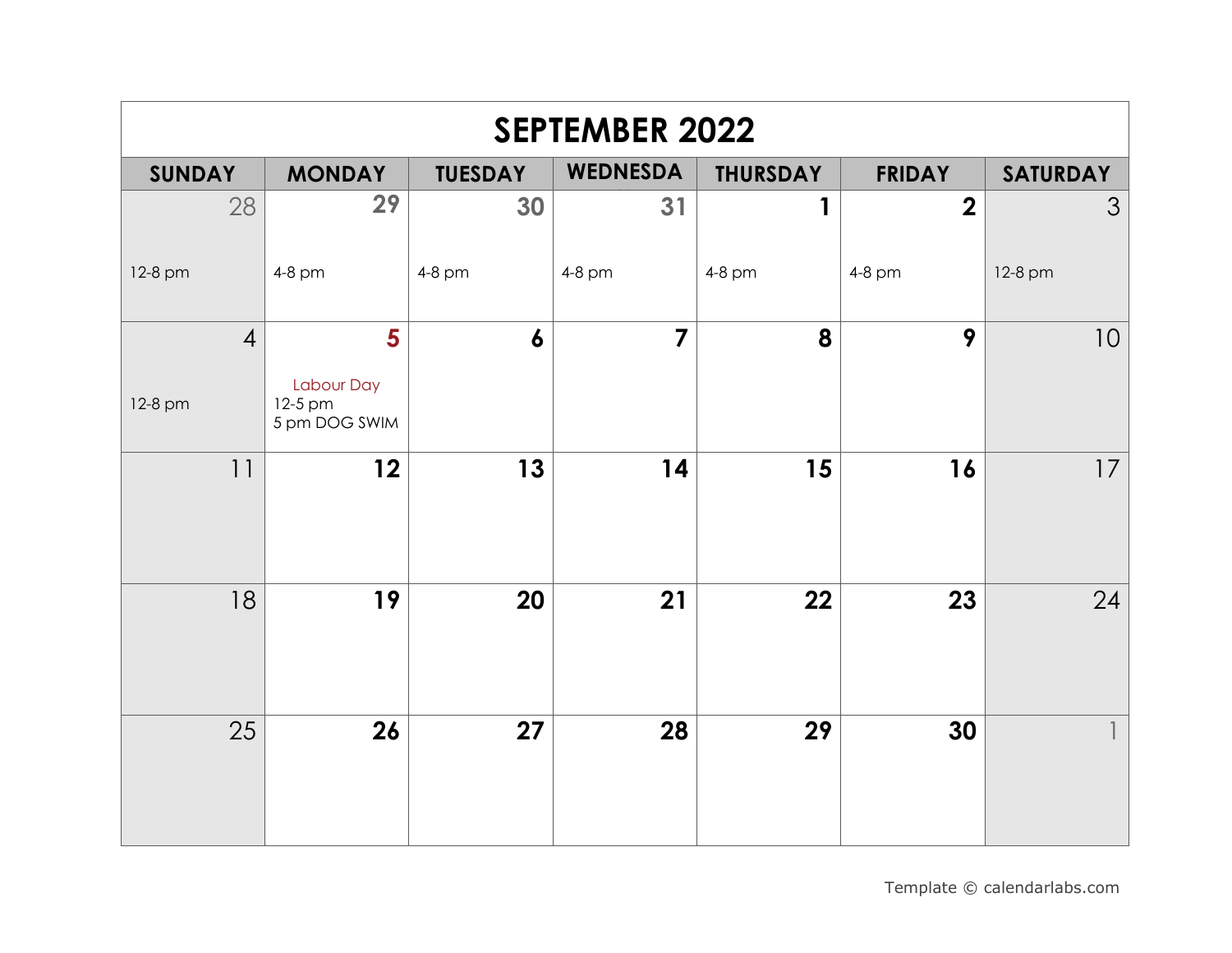# SEPTEMBER 2022

| SUNDAY | MONDAY | TUESDAY | WEDNESDA | THURSDAY | FRIDAY | SATURDAY |
|---|---|---|---|---|---|---|
| 28<br>12-8 pm | 29<br>4-8 pm | 30<br>4-8 pm | 31<br>4-8 pm | 1<br>4-8 pm | 2<br>4-8 pm | 3<br>12-8 pm |
| 4<br>12-8 pm | 5<br>Labour Day<br>12-5 pm<br>5 pm DOG SWIM | 6 | 7 | 8 | 9 | 10 |
| 11 | 12 | 13 | 14 | 15 | 16 | 17 |
| 18 | 19 | 20 | 21 | 22 | 23 | 24 |
| 25 | 26 | 27 | 28 | 29 | 30 | 1 |

Template © calendarlabs.com